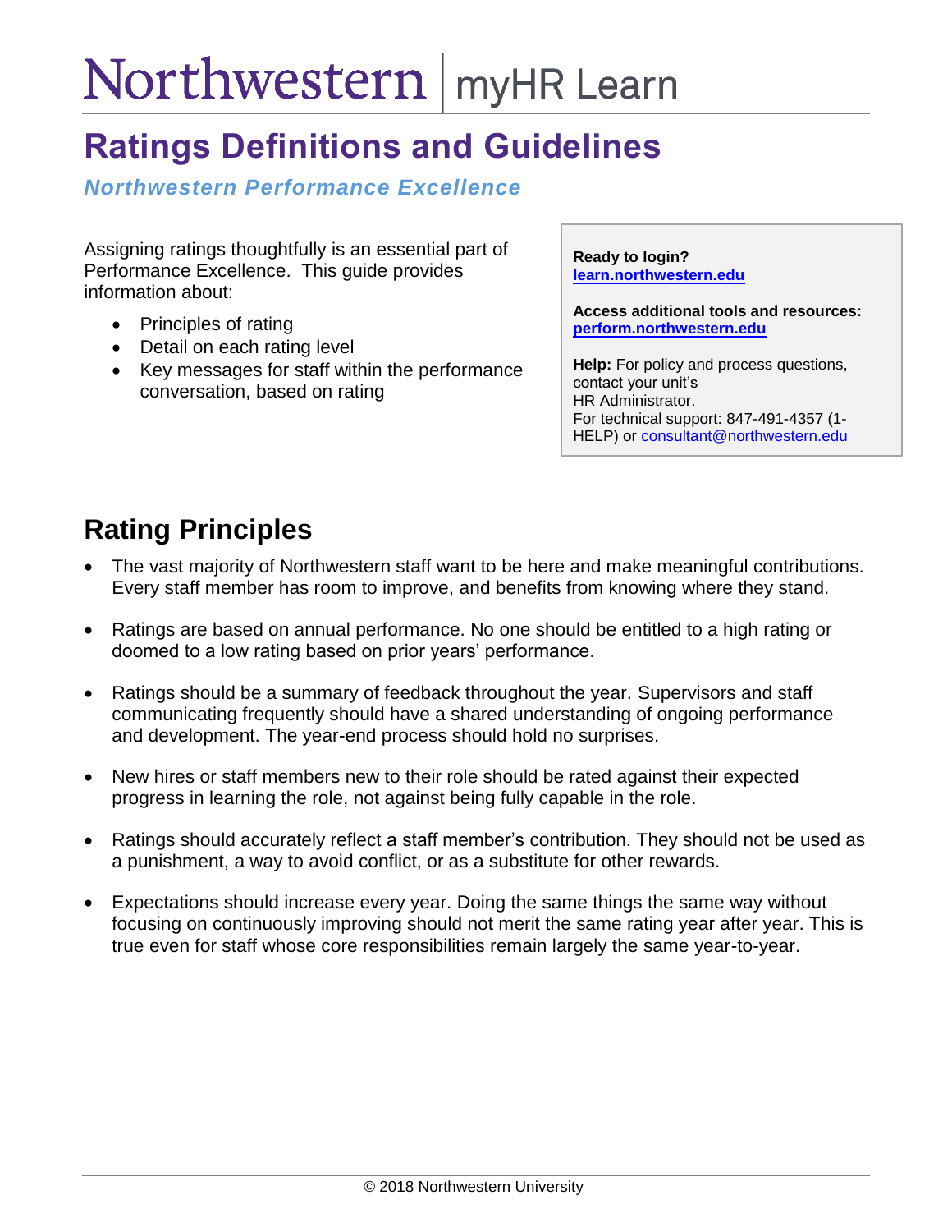Northwestern | myHR Learn

# Ratings Definitions and Guidelines

***Northwestern Performance Excellence***

Assigning ratings thoughtfully is an essential part of Performance Excellence. This guide provides information about:

- Principles of rating
- Detail on each rating level
- Key messages for staff within the performance conversation, based on rating

**Ready to login?**
**learn.northwestern.edu**

**Access additional tools and resources:**
**perform.northwestern.edu**

**Help:** For policy and process questions, contact your unit's HR Administrator.
For technical support: 847-491-4357 (1-HELP) or consultant@northwestern.edu

## Rating Principles

- The vast majority of Northwestern staff want to be here and make meaningful contributions. Every staff member has room to improve, and benefits from knowing where they stand.
- Ratings are based on annual performance. No one should be entitled to a high rating or doomed to a low rating based on prior years' performance.
- Ratings should be a summary of feedback throughout the year. Supervisors and staff communicating frequently should have a shared understanding of ongoing performance and development. The year-end process should hold no surprises.
- New hires or staff members new to their role should be rated against their expected progress in learning the role, not against being fully capable in the role.
- Ratings should accurately reflect a staff member's contribution. They should not be used as a punishment, a way to avoid conflict, or as a substitute for other rewards.
- Expectations should increase every year. Doing the same things the same way without focusing on continuously improving should not merit the same rating year after year. This is true even for staff whose core responsibilities remain largely the same year-to-year.

© 2018 Northwestern University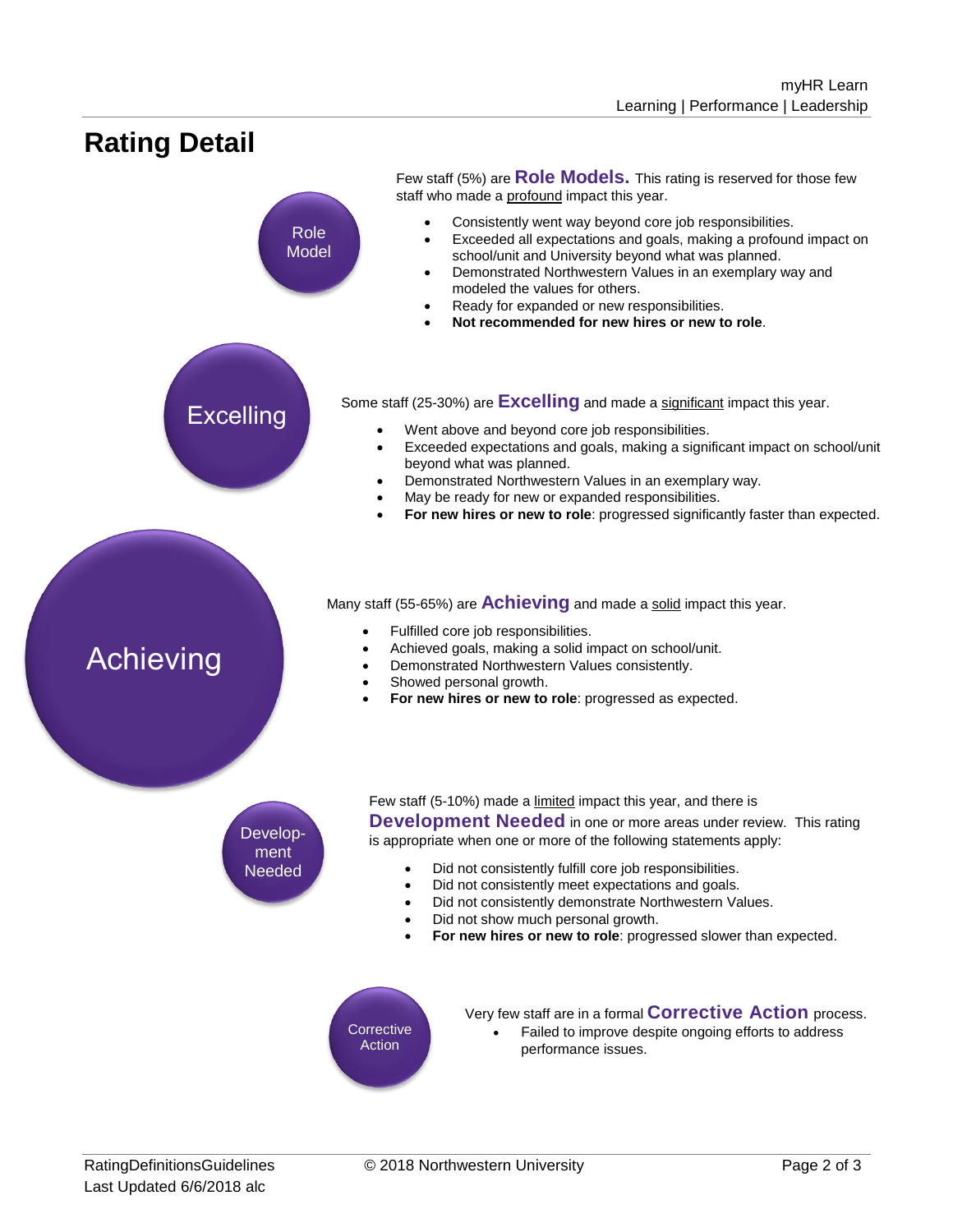# Rating Detail

Role Model

Few staff (5%) are **Role Models.** This rating is reserved for those few staff who made a profound impact this year.

- Consistently went way beyond core job responsibilities.
- Exceeded all expectations and goals, making a profound impact on school/unit and University beyond what was planned.
- Demonstrated Northwestern Values in an exemplary way and modeled the values for others.
- Ready for expanded or new responsibilities.
- **Not recommended for new hires or new to role**.

Excelling

Some staff (25-30%) are **Excelling** and made a significant impact this year.

- Went above and beyond core job responsibilities.
- Exceeded expectations and goals, making a significant impact on school/unit beyond what was planned.
- Demonstrated Northwestern Values in an exemplary way.
- May be ready for new or expanded responsibilities.
- **For new hires or new to role**: progressed significantly faster than expected.

Achieving

Many staff (55-65%) are **Achieving** and made a solid impact this year.

- Fulfilled core job responsibilities.
- Achieved goals, making a solid impact on school/unit.
- Demonstrated Northwestern Values consistently.
- Showed personal growth.
- **For new hires or new to role**: progressed as expected.

Development Needed

Few staff (5-10%) made a limited impact this year, and there is **Development Needed** in one or more areas under review. This rating is appropriate when one or more of the following statements apply:

- Did not consistently fulfill core job responsibilities.
- Did not consistently meet expectations and goals.
- Did not consistently demonstrate Northwestern Values.
- Did not show much personal growth.
- **For new hires or new to role**: progressed slower than expected.

Corrective Action

Very few staff are in a formal **Corrective Action** process.

- Failed to improve despite ongoing efforts to address performance issues.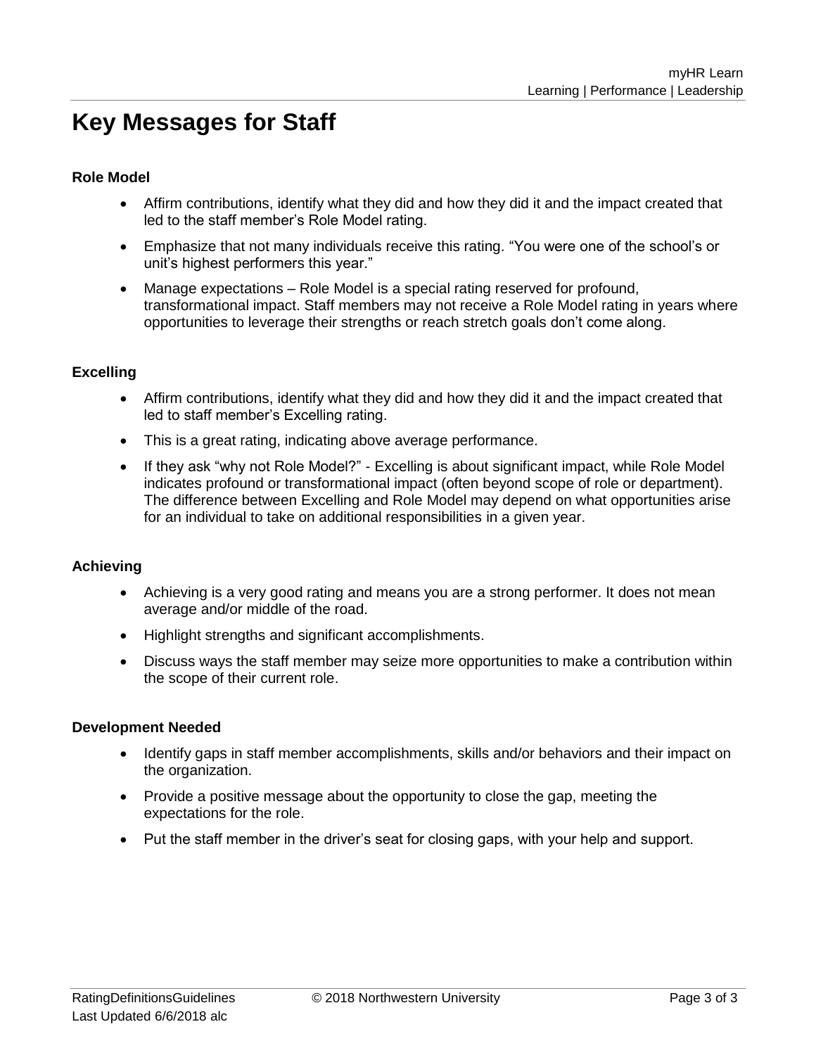# Key Messages for Staff

**Role Model**

- Affirm contributions, identify what they did and how they did it and the impact created that led to the staff member's Role Model rating.
- Emphasize that not many individuals receive this rating. "You were one of the school's or unit's highest performers this year."
- Manage expectations – Role Model is a special rating reserved for profound, transformational impact. Staff members may not receive a Role Model rating in years where opportunities to leverage their strengths or reach stretch goals don't come along.

**Excelling**

- Affirm contributions, identify what they did and how they did it and the impact created that led to staff member's Excelling rating.
- This is a great rating, indicating above average performance.
- If they ask "why not Role Model?" - Excelling is about significant impact, while Role Model indicates profound or transformational impact (often beyond scope of role or department). The difference between Excelling and Role Model may depend on what opportunities arise for an individual to take on additional responsibilities in a given year.

**Achieving**

- Achieving is a very good rating and means you are a strong performer. It does not mean average and/or middle of the road.
- Highlight strengths and significant accomplishments.
- Discuss ways the staff member may seize more opportunities to make a contribution within the scope of their current role.

**Development Needed**

- Identify gaps in staff member accomplishments, skills and/or behaviors and their impact on the organization.
- Provide a positive message about the opportunity to close the gap, meeting the expectations for the role.
- Put the staff member in the driver's seat for closing gaps, with your help and support.